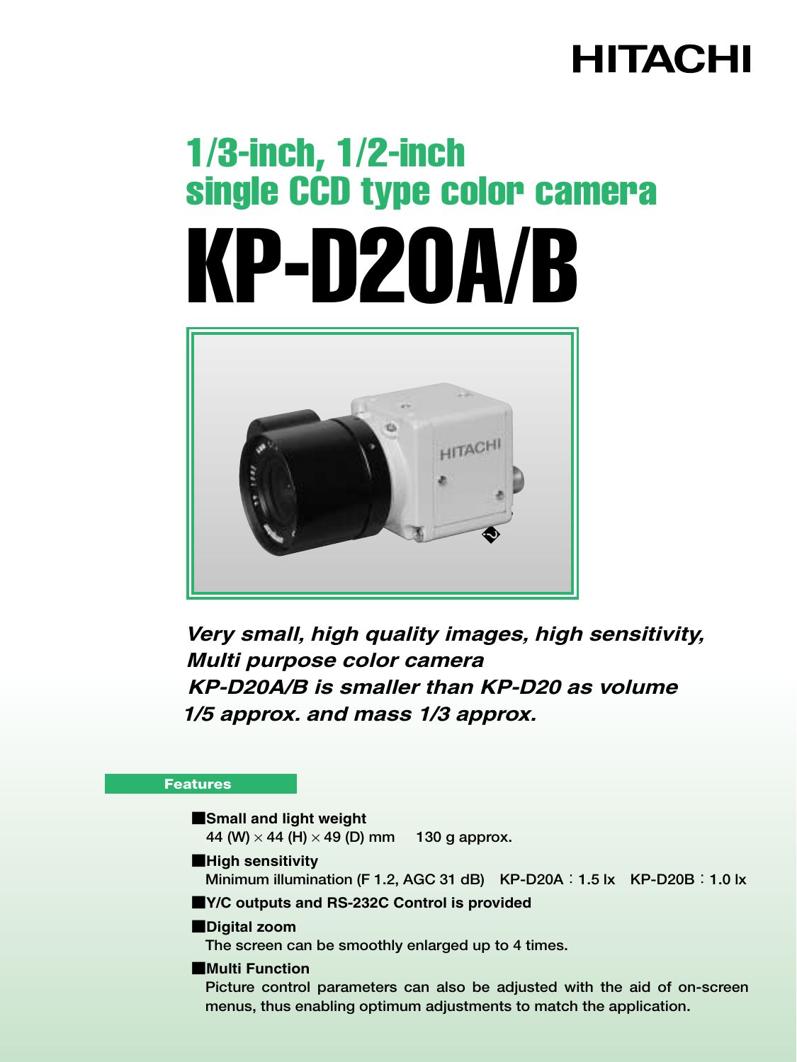HITACHI

# 1/3-inch, 1/2-inch single CCD type color camera

# KP-D20A/B

***Very small, high quality images, high sensitivity, Multi purpose color camera***
***KP-D20A/B is smaller than KP-D20 as volume 1/5 approx. and mass 1/3 approx.***

## Features

- **Small and light weight**
  44 (W) × 44 (H) × 49 (D) mm  130 g approx.
- **High sensitivity**
  Minimum illumination (F 1.2, AGC 31 dB)  KP-D20A：1.5 lx  KP-D20B：1.0 lx
- **Y/C outputs and RS-232C Control is provided**
- **Digital zoom**
  The screen can be smoothly enlarged up to 4 times.
- **Multi Function**
  Picture control parameters can also be adjusted with the aid of on-screen menus, thus enabling optimum adjustments to match the application.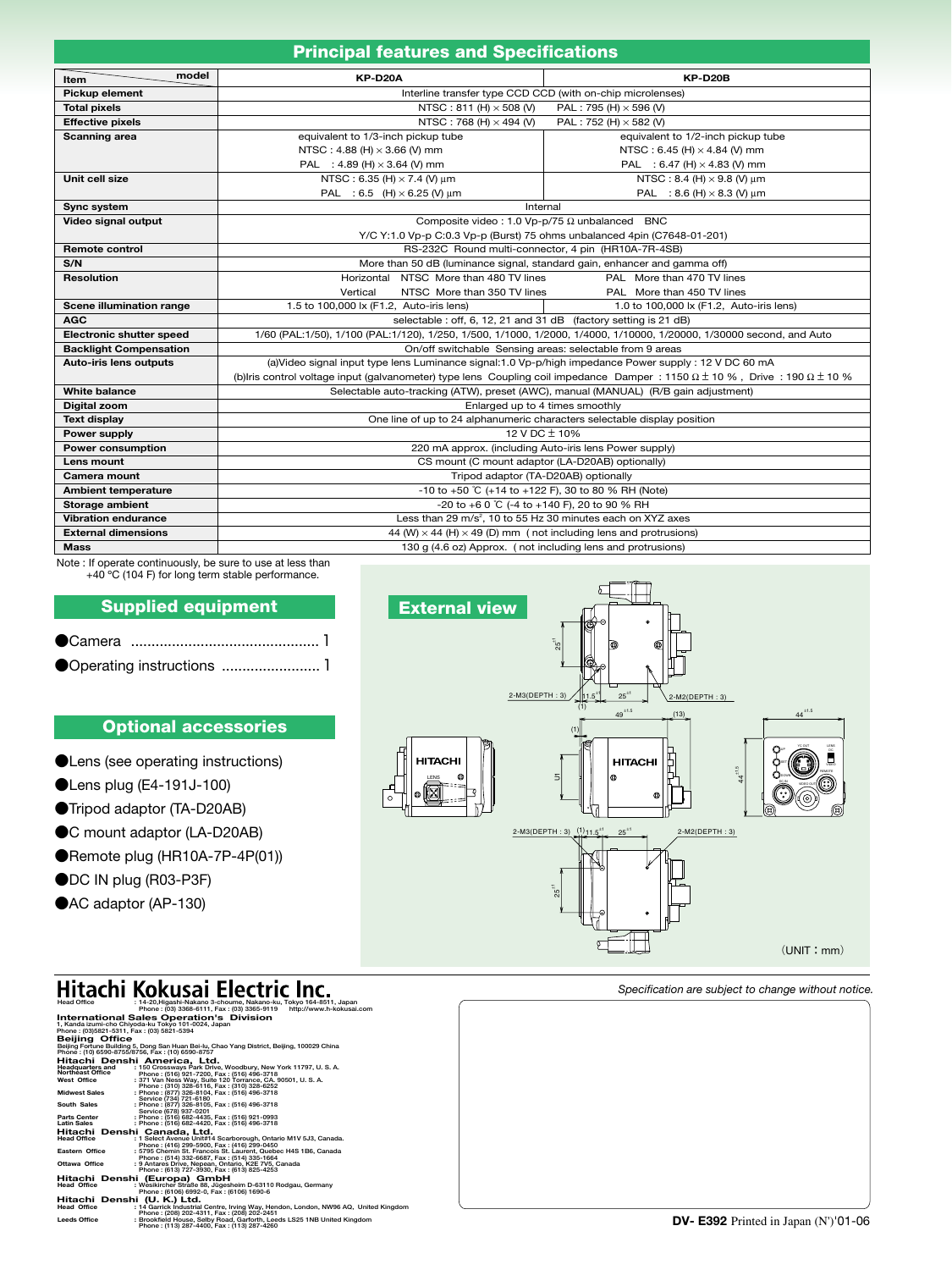## Principal features and Specifications

| Item / model | KP-D20A | KP-D20B |
|---|---|---|
| Pickup element | Interline transfer type CCD CCD (with on-chip microlenses) | |
| Total pixels | NTSC : 811 (H) × 508 (V) | PAL : 795 (H) × 596 (V) |
| Effective pixels | NTSC : 768 (H) × 494 (V) | PAL : 752 (H) × 582 (V) |
| Scanning area | equivalent to 1/3-inch pickup tube<br>NTSC : 4.88 (H) × 3.66 (V) mm<br>PAL : 4.89 (H) × 3.64 (V) mm | equivalent to 1/2-inch pickup tube<br>NTSC : 6.45 (H) × 4.84 (V) mm<br>PAL : 6.47 (H) × 4.83 (V) mm |
| Unit cell size | NTSC : 6.35 (H) × 7.4 (V) μm<br>PAL : 6.5 (H) × 6.25 (V) μm | NTSC : 8.4 (H) × 9.8 (V) μm<br>PAL : 8.6 (H) × 8.3 (V) μm |
| Sync system | Internal | |
| Video signal output | Composite video : 1.0 Vp-p/75 Ω unbalanced BNC<br>Y/C Y:1.0 Vp-p C:0.3 Vp-p (Burst) 75 ohms unbalanced 4pin (C7648-01-201) | |
| Remote control | RS-232C Round multi-connector, 4 pin (HR10A-7R-4SB) | |
| S/N | More than 50 dB (luminance signal, standard gain, enhancer and gamma off) | |
| Resolution | Horizontal NTSC More than 480 TV lines<br>Vertical NTSC More than 350 TV lines | PAL More than 470 TV lines<br>PAL More than 450 TV lines |
| Scene illumination range | 1.5 to 100,000 lx (F1.2, Auto-iris lens) | 1.0 to 100,000 lx (F1.2, Auto-iris lens) |
| AGC | selectable : off, 6, 12, 21 and 31 dB (factory setting is 21 dB) | |
| Electronic shutter speed | 1/60 (PAL:1/50), 1/100 (PAL:1/120), 1/250, 1/500, 1/1000, 1/2000, 1/4000, 1/10000, 1/20000, 1/30000 second, and Auto | |
| Backlight Compensation | On/off switchable Sensing areas: selectable from 9 areas | |
| Auto-iris lens outputs | (a)Video signal input type lens Luminance signal:1.0 Vp-p/high impedance Power supply : 12 V DC 60 mA<br>(b)Iris control voltage input (galvanometer) type lens Coupling coil impedance Damper : 1150 Ω ± 10 %, Drive : 190 Ω ± 10 % | |
| White balance | Selectable auto-tracking (ATW), preset (AWC), manual (MANUAL) (R/B gain adjustment) | |
| Digital zoom | Enlarged up to 4 times smoothly | |
| Text display | One line of up to 24 alphanumeric characters selectable display position | |
| Power supply | 12 V DC ± 10% | |
| Power consumption | 220 mA approx. (including Auto-iris lens Power supply) | |
| Lens mount | CS mount (C mount adaptor (LA-D20AB) optionally) | |
| Camera mount | Tripod adaptor (TA-D20AB) optionally | |
| Ambient temperature | -10 to +50 ℃ (+14 to +122 F), 30 to 80 % RH (Note) | |
| Storage ambient | -20 to +6 0 ℃ (-4 to +140 F), 20 to 90 % RH | |
| Vibration endurance | Less than 29 m/s², 10 to 55 Hz 30 minutes each on XYZ axes | |
| External dimensions | 44 (W) × 44 (H) × 49 (D) mm (not including lens and protrusions) | |
| Mass | 130 g (4.6 oz) Approx. (not including lens and protrusions) | |

Note : If operate continuously, be sure to use at less than +40 °C (104 F) for long term stable performance.

## Supplied equipment

- Camera ............................................ 1
- Operating instructions ........................ 1

## Optional accessories

- Lens (see operating instructions)
- Lens plug (E4-191J-100)
- Tripod adaptor (TA-D20AB)
- C mount adaptor (LA-D20AB)
- Remote plug (HR10A-7P-4P(01))
- DC IN plug (R03-P3F)
- AC adaptor (AP-130)

## External view

2-M3(DEPTH : 3)
2-M2(DEPTH : 3)
HITACHI
LENS
(UNIT : mm)

# Hitachi Kokusai Electric Inc.

**Head Office** : 14-20,Higashi-Nakano 3-choume, Nakano-ku, Tokyo 164-8511, Japan
Phone : (03) 3368-6111, Fax : (03) 3365-9119 http://www.h-kokusai.com

**International Sales Operation's Division**
1, Kanda izumi-cho Chiyoda-ku Tokyo 101-0024, Japan
Phone : (03)5821-5311, Fax : (03) 5821-5394

**Beijing Office**
Beijing Fortune Building 5, Dong San Huan Bei-lu, Chao Yang District, Beijing, 100029 China
Phone : (10) 6590-8755/8756, Fax : (10) 6590-8757

**Hitachi Denshi America, Ltd.**
Headquarters and Northeast Office : 150 Crossways Park Drive, Woodbury, New York 11797, U. S. A.
Phone : (516) 921-7200, Fax : (516) 496-3718
West Office : 371 Van Ness Way, Suite 120 Torrance, CA. 90501, U. S. A.
Phone : (310) 328-6116, Fax : (310) 328-6252
Midwest Sales : Phone : (877) 326-8104, Fax : (516) 496-3718
Service (734) 721-6180
South Sales : Phone : (877) 326-8105, Fax : (516) 496-3718
Service (678) 937-0201
Parts Center : Phone : (516) 682-4435, Fax : (516) 921-0993
Latin Sales : Phone : (516) 682-4420, Fax : (516) 496-3718

**Hitachi Denshi Canada, Ltd.**
Head Office : 1 Select Avenue Unit#14 Scarborough, Ontario M1V 5J3, Canada.
Phone : (416) 299-5900, Fax : (416) 299-0450
Eastern Office : 5795 Chemin St. Francois St. Laurent, Quebec H4S 1B6, Canada
Phone : (514) 332-6687, Fax : (514) 335-1664
Ottawa Office : 9 Antares Drive, Nepean, Ontario, K2E 7V5, Canada
Phone : (613) 727-3930, Fax : (613) 825-4253

**Hitachi Denshi (Europa) GmbH**
Head Office : Weiskircher Straße 88, Jügesheim D-63110 Rodgau, Germany
Phone : (6106) 6992-0, Fax : (6106) 1690-6

**Hitachi Denshi (U. K.) Ltd.**
Head Office : 14 Garrick Industrial Centre, Irving Way, Hendon, London, NW96 AQ, United Kingdom
Phone : (208) 202-4311, Fax : (208) 202-2451
Leeds Office : Brookfield House, Selby Road, Garforth, Leeds LS25 1NB United Kingdom
Phone : (113) 287-4400, Fax : (113) 287-4260

*Specification are subject to change without notice.*

DV- E392 Printed in Japan (N')'01-06